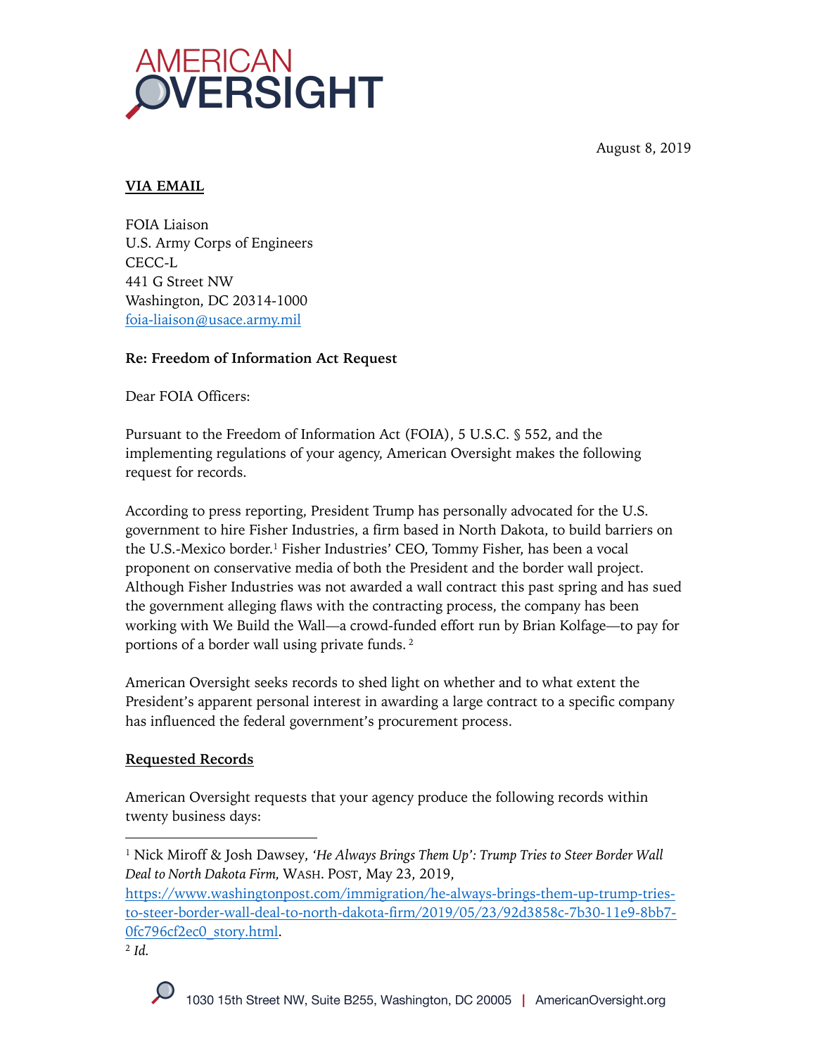# AMERICAN OVERSIGHT

August 8, 2019

**VIA EMAIL**

FOIA Liaison
U.S. Army Corps of Engineers
CECC-L
441 G Street NW
Washington, DC 20314-1000
foia-liaison@usace.army.mil

**Re: Freedom of Information Act Request**

Dear FOIA Officers:

Pursuant to the Freedom of Information Act (FOIA), 5 U.S.C. § 552, and the implementing regulations of your agency, American Oversight makes the following request for records.

According to press reporting, President Trump has personally advocated for the U.S. government to hire Fisher Industries, a firm based in North Dakota, to build barriers on the U.S.-Mexico border.[1] Fisher Industries' CEO, Tommy Fisher, has been a vocal proponent on conservative media of both the President and the border wall project. Although Fisher Industries was not awarded a wall contract this past spring and has sued the government alleging flaws with the contracting process, the company has been working with We Build the Wall—a crowd-funded effort run by Brian Kolfage—to pay for portions of a border wall using private funds.[2]

American Oversight seeks records to shed light on whether and to what extent the President's apparent personal interest in awarding a large contract to a specific company has influenced the federal government's procurement process.

**Requested Records**

American Oversight requests that your agency produce the following records within twenty business days:

---

[1] Nick Miroff & Josh Dawsey, *'He Always Brings Them Up': Trump Tries to Steer Border Wall Deal to North Dakota Firm,* WASH. POST, May 23, 2019, https://www.washingtonpost.com/immigration/he-always-brings-them-up-trump-tries-to-steer-border-wall-deal-to-north-dakota-firm/2019/05/23/92d3858c-7b30-11e9-8bb7-0fc796cf2ec0_story.html.

[2] *Id.*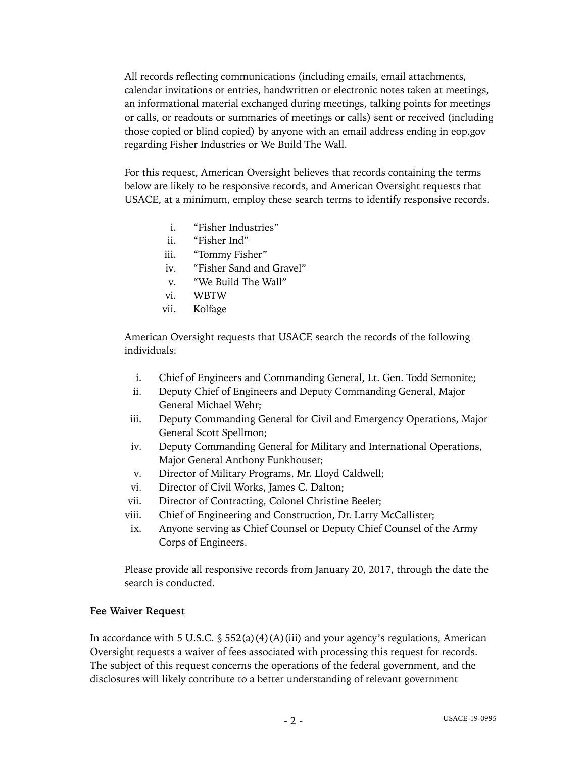All records reflecting communications (including emails, email attachments, calendar invitations or entries, handwritten or electronic notes taken at meetings, an informational material exchanged during meetings, talking points for meetings or calls, or readouts or summaries of meetings or calls) sent or received (including those copied or blind copied) by anyone with an email address ending in eop.gov regarding Fisher Industries or We Build The Wall.

For this request, American Oversight believes that records containing the terms below are likely to be responsive records, and American Oversight requests that USACE, at a minimum, employ these search terms to identify responsive records.

i. "Fisher Industries"
ii. "Fisher Ind"
iii. "Tommy Fisher"
iv. "Fisher Sand and Gravel"
v. "We Build The Wall"
vi. WBTW
vii. Kolfage

American Oversight requests that USACE search the records of the following individuals:

i. Chief of Engineers and Commanding General, Lt. Gen. Todd Semonite;
ii. Deputy Chief of Engineers and Deputy Commanding General, Major General Michael Wehr;
iii. Deputy Commanding General for Civil and Emergency Operations, Major General Scott Spellmon;
iv. Deputy Commanding General for Military and International Operations, Major General Anthony Funkhouser;
v. Director of Military Programs, Mr. Lloyd Caldwell;
vi. Director of Civil Works, James C. Dalton;
vii. Director of Contracting, Colonel Christine Beeler;
viii. Chief of Engineering and Construction, Dr. Larry McCallister;
ix. Anyone serving as Chief Counsel or Deputy Chief Counsel of the Army Corps of Engineers.

Please provide all responsive records from January 20, 2017, through the date the search is conducted.

**Fee Waiver Request**

In accordance with 5 U.S.C. § 552(a)(4)(A)(iii) and your agency's regulations, American Oversight requests a waiver of fees associated with processing this request for records. The subject of this request concerns the operations of the federal government, and the disclosures will likely contribute to a better understanding of relevant government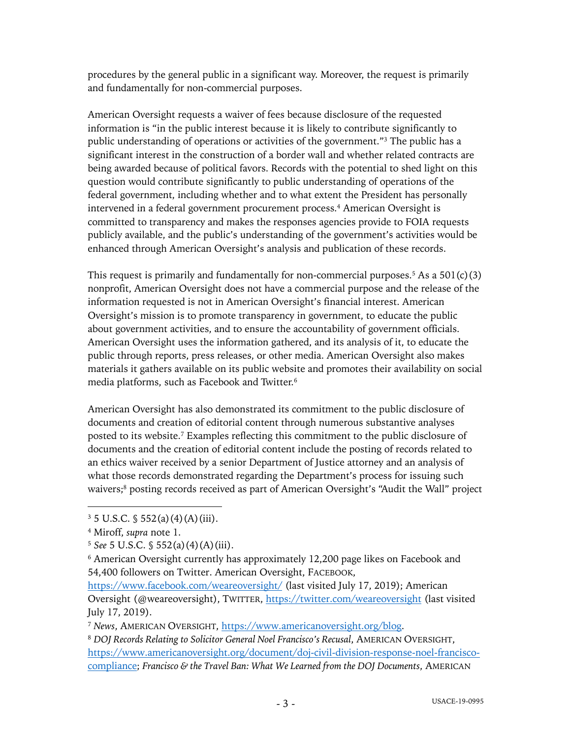procedures by the general public in a significant way. Moreover, the request is primarily and fundamentally for non-commercial purposes.

American Oversight requests a waiver of fees because disclosure of the requested information is "in the public interest because it is likely to contribute significantly to public understanding of operations or activities of the government."[3] The public has a significant interest in the construction of a border wall and whether related contracts are being awarded because of political favors. Records with the potential to shed light on this question would contribute significantly to public understanding of operations of the federal government, including whether and to what extent the President has personally intervened in a federal government procurement process.[4] American Oversight is committed to transparency and makes the responses agencies provide to FOIA requests publicly available, and the public's understanding of the government's activities would be enhanced through American Oversight's analysis and publication of these records.

This request is primarily and fundamentally for non-commercial purposes.[5] As a 501(c)(3) nonprofit, American Oversight does not have a commercial purpose and the release of the information requested is not in American Oversight's financial interest. American Oversight's mission is to promote transparency in government, to educate the public about government activities, and to ensure the accountability of government officials. American Oversight uses the information gathered, and its analysis of it, to educate the public through reports, press releases, or other media. American Oversight also makes materials it gathers available on its public website and promotes their availability on social media platforms, such as Facebook and Twitter.[6]

American Oversight has also demonstrated its commitment to the public disclosure of documents and creation of editorial content through numerous substantive analyses posted to its website.[7] Examples reflecting this commitment to the public disclosure of documents and the creation of editorial content include the posting of records related to an ethics waiver received by a senior Department of Justice attorney and an analysis of what those records demonstrated regarding the Department's process for issuing such waivers;[8] posting records received as part of American Oversight's "Audit the Wall" project

---

[3] 5 U.S.C. § 552(a)(4)(A)(iii).

[4] Miroff, *supra* note 1.

[5] *See* 5 U.S.C. § 552(a)(4)(A)(iii).

[6] American Oversight currently has approximately 12,200 page likes on Facebook and 54,400 followers on Twitter. American Oversight, FACEBOOK, https://www.facebook.com/weareoversight/ (last visited July 17, 2019); American Oversight (@weareoversight), TWITTER, https://twitter.com/weareoversight (last visited July 17, 2019).

[7] *News*, AMERICAN OVERSIGHT, https://www.americanoversight.org/blog.

[8] *DOJ Records Relating to Solicitor General Noel Francisco's Recusal*, AMERICAN OVERSIGHT, https://www.americanoversight.org/document/doj-civil-division-response-noel-francisco-compliance; *Francisco & the Travel Ban: What We Learned from the DOJ Documents*, AMERICAN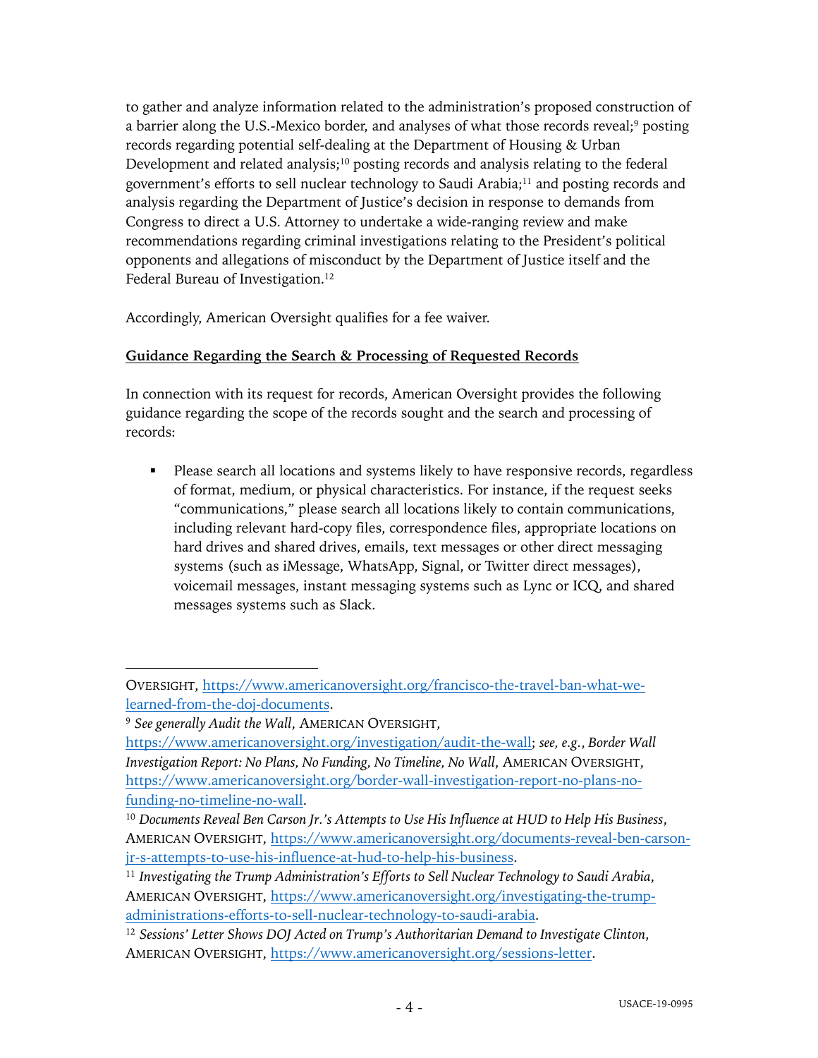to gather and analyze information related to the administration's proposed construction of a barrier along the U.S.-Mexico border, and analyses of what those records reveal;[9] posting records regarding potential self-dealing at the Department of Housing & Urban Development and related analysis;[10] posting records and analysis relating to the federal government's efforts to sell nuclear technology to Saudi Arabia;[11] and posting records and analysis regarding the Department of Justice's decision in response to demands from Congress to direct a U.S. Attorney to undertake a wide-ranging review and make recommendations regarding criminal investigations relating to the President's political opponents and allegations of misconduct by the Department of Justice itself and the Federal Bureau of Investigation.[12]

Accordingly, American Oversight qualifies for a fee waiver.

**Guidance Regarding the Search & Processing of Requested Records**

In connection with its request for records, American Oversight provides the following guidance regarding the scope of the records sought and the search and processing of records:

- Please search all locations and systems likely to have responsive records, regardless of format, medium, or physical characteristics. For instance, if the request seeks "communications," please search all locations likely to contain communications, including relevant hard-copy files, correspondence files, appropriate locations on hard drives and shared drives, emails, text messages or other direct messaging systems (such as iMessage, WhatsApp, Signal, or Twitter direct messages), voicemail messages, instant messaging systems such as Lync or ICQ, and shared messages systems such as Slack.

---

OVERSIGHT, https://www.americanoversight.org/francisco-the-travel-ban-what-we-learned-from-the-doj-documents.

[9] *See generally Audit the Wall*, AMERICAN OVERSIGHT, https://www.americanoversight.org/investigation/audit-the-wall; *see, e.g.*, *Border Wall Investigation Report: No Plans, No Funding, No Timeline, No Wall*, AMERICAN OVERSIGHT, https://www.americanoversight.org/border-wall-investigation-report-no-plans-no-funding-no-timeline-no-wall.

[10] *Documents Reveal Ben Carson Jr.'s Attempts to Use His Influence at HUD to Help His Business*, AMERICAN OVERSIGHT, https://www.americanoversight.org/documents-reveal-ben-carson-jr-s-attempts-to-use-his-influence-at-hud-to-help-his-business.

[11] *Investigating the Trump Administration's Efforts to Sell Nuclear Technology to Saudi Arabia*, AMERICAN OVERSIGHT, https://www.americanoversight.org/investigating-the-trump-administrations-efforts-to-sell-nuclear-technology-to-saudi-arabia.

[12] *Sessions' Letter Shows DOJ Acted on Trump's Authoritarian Demand to Investigate Clinton*, AMERICAN OVERSIGHT, https://www.americanoversight.org/sessions-letter.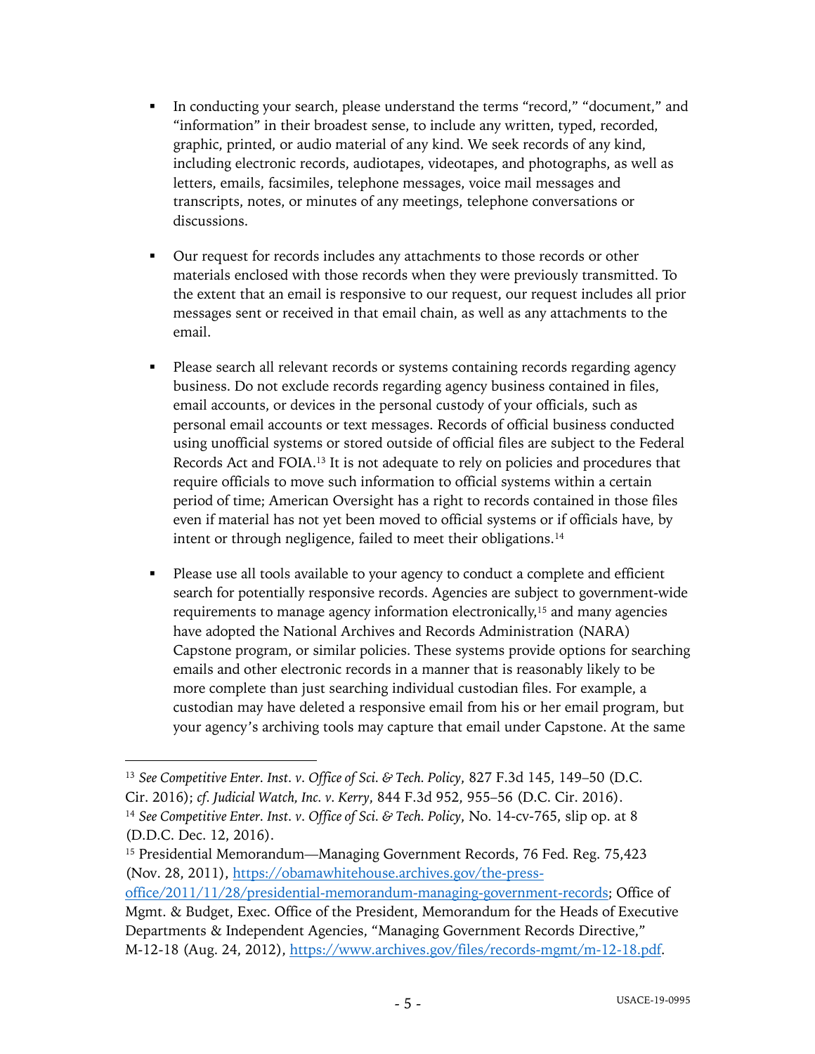- In conducting your search, please understand the terms "record," "document," and "information" in their broadest sense, to include any written, typed, recorded, graphic, printed, or audio material of any kind. We seek records of any kind, including electronic records, audiotapes, videotapes, and photographs, as well as letters, emails, facsimiles, telephone messages, voice mail messages and transcripts, notes, or minutes of any meetings, telephone conversations or discussions.

- Our request for records includes any attachments to those records or other materials enclosed with those records when they were previously transmitted. To the extent that an email is responsive to our request, our request includes all prior messages sent or received in that email chain, as well as any attachments to the email.

- Please search all relevant records or systems containing records regarding agency business. Do not exclude records regarding agency business contained in files, email accounts, or devices in the personal custody of your officials, such as personal email accounts or text messages. Records of official business conducted using unofficial systems or stored outside of official files are subject to the Federal Records Act and FOIA.[13] It is not adequate to rely on policies and procedures that require officials to move such information to official systems within a certain period of time; American Oversight has a right to records contained in those files even if material has not yet been moved to official systems or if officials have, by intent or through negligence, failed to meet their obligations.[14]

- Please use all tools available to your agency to conduct a complete and efficient search for potentially responsive records. Agencies are subject to government-wide requirements to manage agency information electronically,[15] and many agencies have adopted the National Archives and Records Administration (NARA) Capstone program, or similar policies. These systems provide options for searching emails and other electronic records in a manner that is reasonably likely to be more complete than just searching individual custodian files. For example, a custodian may have deleted a responsive email from his or her email program, but your agency's archiving tools may capture that email under Capstone. At the same

---

[13] *See Competitive Enter. Inst. v. Office of Sci. & Tech. Policy*, 827 F.3d 145, 149–50 (D.C. Cir. 2016); *cf. Judicial Watch, Inc. v. Kerry*, 844 F.3d 952, 955–56 (D.C. Cir. 2016).

[14] *See Competitive Enter. Inst. v. Office of Sci. & Tech. Policy*, No. 14-cv-765, slip op. at 8 (D.D.C. Dec. 12, 2016).

[15] Presidential Memorandum—Managing Government Records, 76 Fed. Reg. 75,423 (Nov. 28, 2011), https://obamawhitehouse.archives.gov/the-press-office/2011/11/28/presidential-memorandum-managing-government-records; Office of Mgmt. & Budget, Exec. Office of the President, Memorandum for the Heads of Executive Departments & Independent Agencies, "Managing Government Records Directive," M-12-18 (Aug. 24, 2012), https://www.archives.gov/files/records-mgmt/m-12-18.pdf.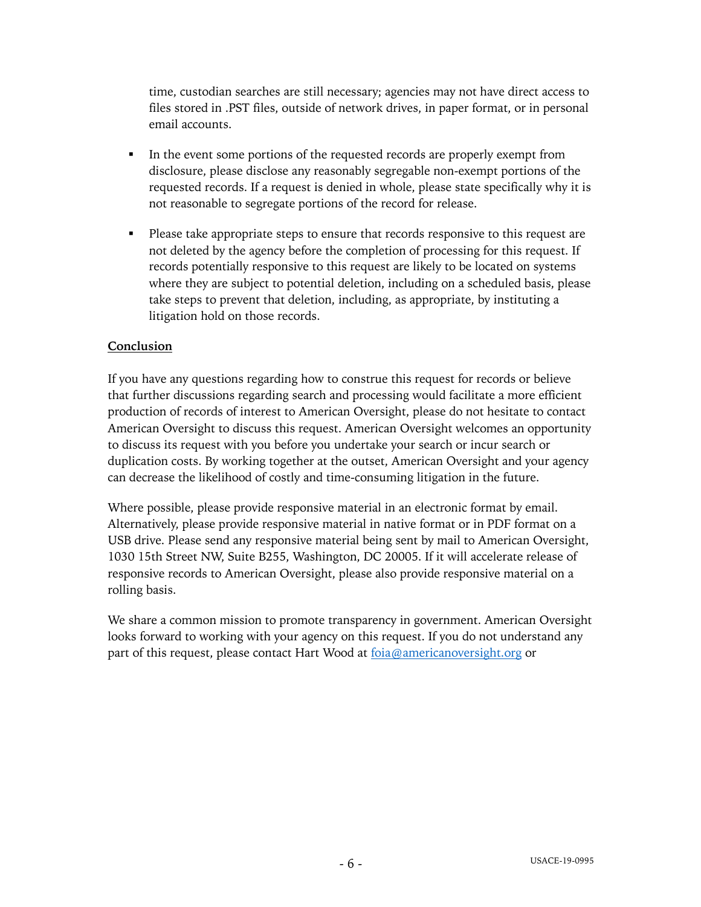time, custodian searches are still necessary; agencies may not have direct access to files stored in .PST files, outside of network drives, in paper format, or in personal email accounts.

- In the event some portions of the requested records are properly exempt from disclosure, please disclose any reasonably segregable non-exempt portions of the requested records. If a request is denied in whole, please state specifically why it is not reasonable to segregate portions of the record for release.

- Please take appropriate steps to ensure that records responsive to this request are not deleted by the agency before the completion of processing for this request. If records potentially responsive to this request are likely to be located on systems where they are subject to potential deletion, including on a scheduled basis, please take steps to prevent that deletion, including, as appropriate, by instituting a litigation hold on those records.

**Conclusion**

If you have any questions regarding how to construe this request for records or believe that further discussions regarding search and processing would facilitate a more efficient production of records of interest to American Oversight, please do not hesitate to contact American Oversight to discuss this request. American Oversight welcomes an opportunity to discuss its request with you before you undertake your search or incur search or duplication costs. By working together at the outset, American Oversight and your agency can decrease the likelihood of costly and time-consuming litigation in the future.

Where possible, please provide responsive material in an electronic format by email. Alternatively, please provide responsive material in native format or in PDF format on a USB drive. Please send any responsive material being sent by mail to American Oversight, 1030 15th Street NW, Suite B255, Washington, DC 20005. If it will accelerate release of responsive records to American Oversight, please also provide responsive material on a rolling basis.

We share a common mission to promote transparency in government. American Oversight looks forward to working with your agency on this request. If you do not understand any part of this request, please contact Hart Wood at foia@americanoversight.org or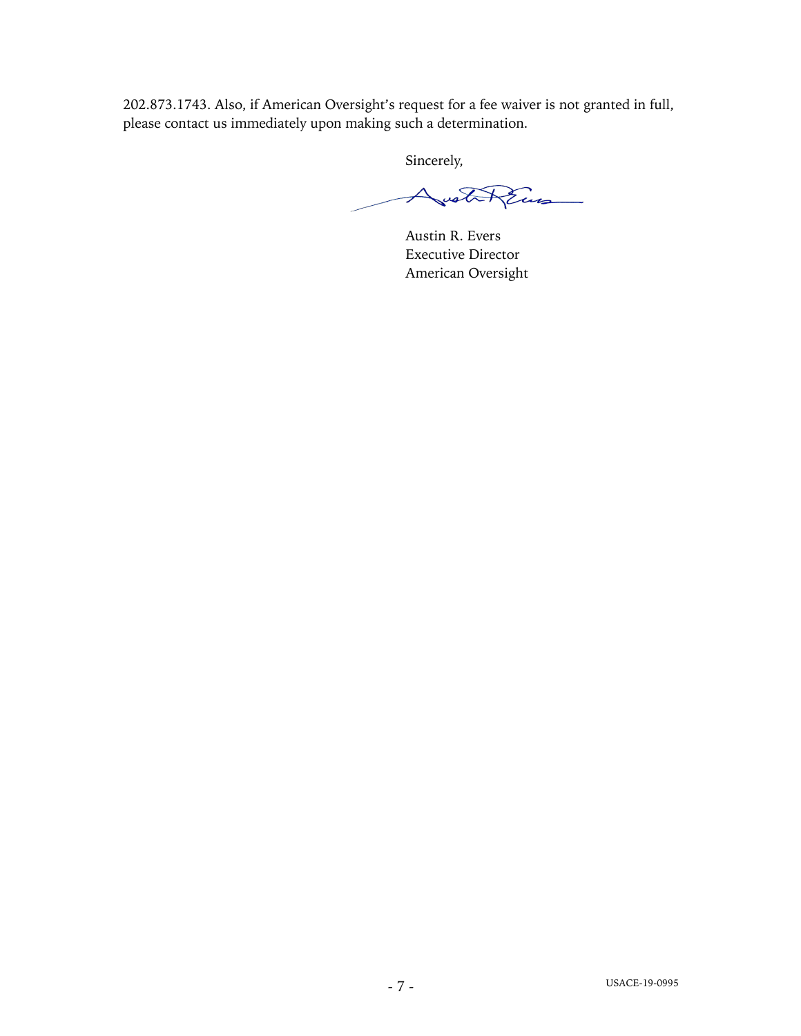202.873.1743. Also, if American Oversight's request for a fee waiver is not granted in full, please contact us immediately upon making such a determination.

Sincerely,

Austin R. Evers
Executive Director
American Oversight